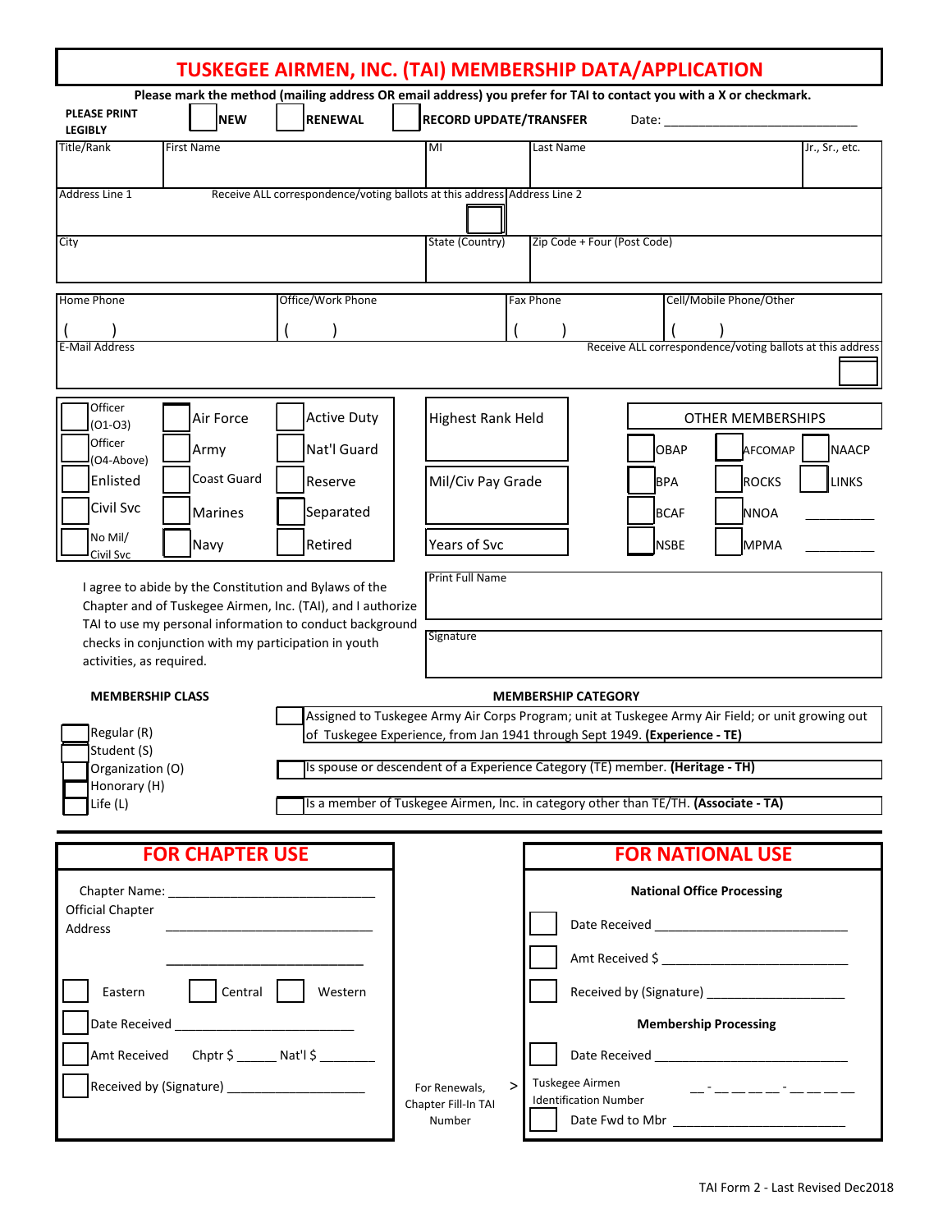# TUSKEGEE AIRMEN, INC. (TAI) MEMBERSHIP DATA/APPLICATION

**Please mark the method (mailing address OR email address) you prefer for TAI to contact you with a X or checkmark.**

**PLEASE PRINT LEGIBLY** ☐ **NEW** ☐ **RENEWAL** ☐ **RECORD UPDATE/TRANSFER** Date: ____________________________

| Title/Rank | First Name | MI | Last Name | Jr., Sr., etc. |
|---|---|---|---|---|
| | | | | |

| Address Line 1 — Receive ALL correspondence/voting ballots at this address ☐ | Address Line 2 |
|---|---|
| | |

| City | State (Country) | Zip Code + Four (Post Code) |
|---|---|---|
| | | |

| Home Phone | Office/Work Phone | Fax Phone | Cell/Mobile Phone/Other |
|---|---|---|---|
| (     ) | (     ) | (     ) | (     ) |

E-Mail Address — Receive ALL correspondence/voting ballots at this address ☐

| | | |
|---|---|---|
| ☐ Officer (O1-O3) | ☐ Air Force | ☐ Active Duty |
| ☐ Officer (O4-Above) | ☐ Army | ☐ Nat'l Guard |
| ☐ Enlisted | ☐ Coast Guard | ☐ Reserve |
| ☐ Civil Svc | ☐ Marines | ☐ Separated |
| ☐ No Mil/ Civil Svc | ☐ Navy | ☐ Retired |

Highest Rank Held ____________

Mil/Civ Pay Grade ____________

Years of Svc ____________

**OTHER MEMBERSHIPS**

| | | |
|---|---|---|
| ☐ OBAP | ☐ AFCOMAP | ☐ NAACP |
| ☐ BPA | ☐ ROCKS | ☐ LINKS |
| ☐ BCAF | ☐ NNOA | __________ |
| ☐ NSBE | ☐ MPMA | __________ |

I agree to abide by the Constitution and Bylaws of the Chapter and of Tuskegee Airmen, Inc. (TAI), and I authorize TAI to use my personal information to conduct background checks in conjunction with my participation in youth activities, as required.

Print Full Name ____________________________

Signature ____________________________

**MEMBERSHIP CLASS**

- ☐ Regular (R)
- ☐ Student (S)
- ☐ Organization (O)
- ☐ Honorary (H)
- ☐ Life (L)

**MEMBERSHIP CATEGORY**

- ☐ Assigned to Tuskegee Army Air Corps Program; unit at Tuskegee Army Air Field; or unit growing out of Tuskegee Experience, from Jan 1941 through Sept 1949. **(Experience - TE)**
- ☐ Is spouse or descendent of a Experience Category (TE) member. **(Heritage - TH)**
- ☐ Is a member of Tuskegee Airmen, Inc. in category other than TE/TH. **(Associate - TA)**

## FOR CHAPTER USE

Chapter Name: ____________________________

Official Chapter Address ____________________________

____________________________

☐ Eastern ☐ Central ☐ Western

☐ Date Received ____________________________

☐ Amt Received Chptr $ ______ Nat'l $ ________

☐ Received by (Signature) ____________________

For Renewals, Chapter Fill-In TAI Number >

## FOR NATIONAL USE

**National Office Processing**

☐ Date Received ____________________________

☐ Amt Received $ ____________________________

☐ Received by (Signature) ____________________

**Membership Processing**

☐ Date Received ____________________________

Tuskegee Airmen Identification Number __ - __ __ __ __ - __ __ __ __

☐ Date Fwd to Mbr ____________________________

TAI Form 2 - Last Revised Dec2018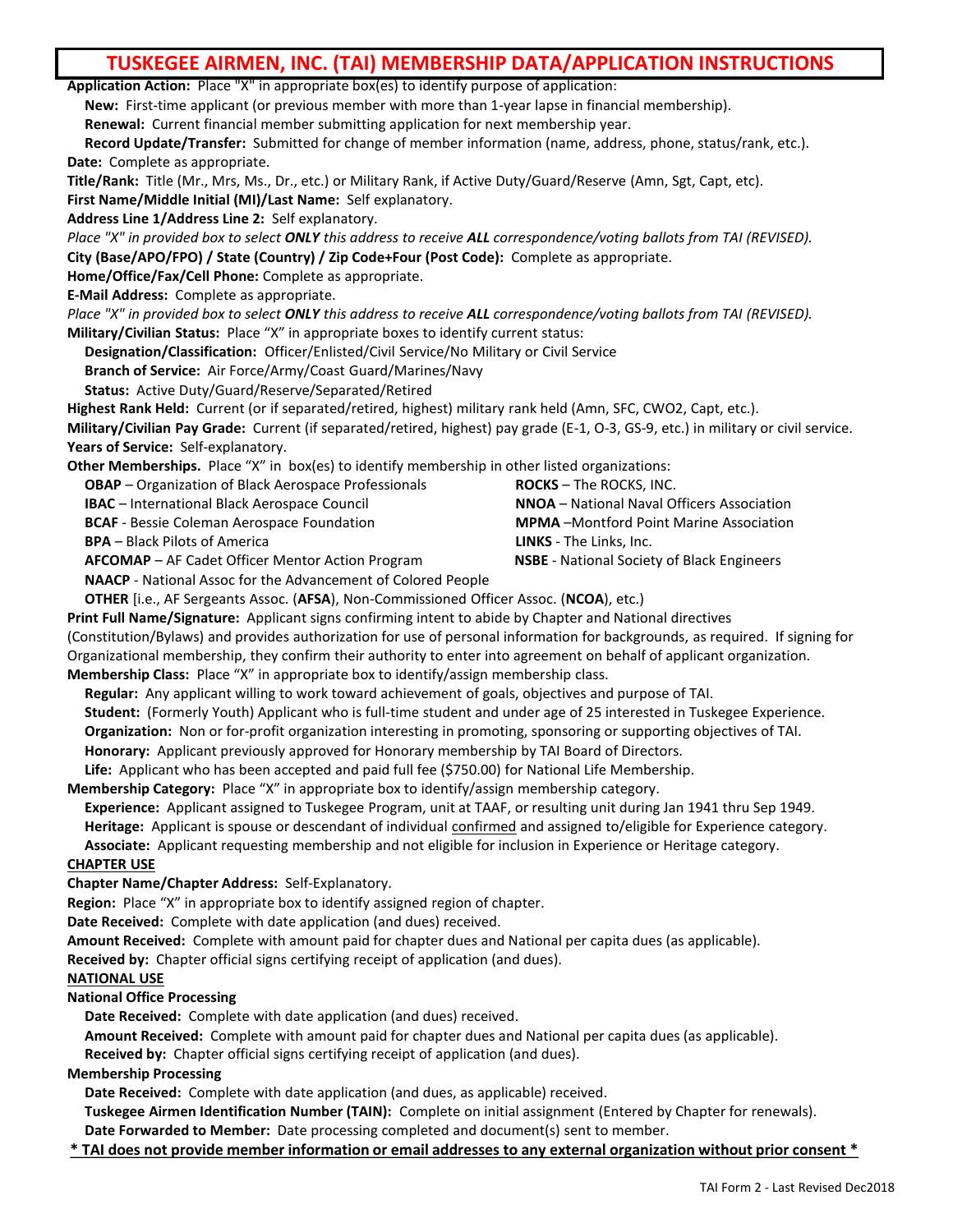# TUSKEGEE AIRMEN, INC. (TAI) MEMBERSHIP DATA/APPLICATION INSTRUCTIONS

**Application Action:** Place "X" in appropriate box(es) to identify purpose of application:

- **New:** First-time applicant (or previous member with more than 1-year lapse in financial membership).
- **Renewal:** Current financial member submitting application for next membership year.
- **Record Update/Transfer:** Submitted for change of member information (name, address, phone, status/rank, etc.).

**Date:** Complete as appropriate.

**Title/Rank:** Title (Mr., Mrs, Ms., Dr., etc.) or Military Rank, if Active Duty/Guard/Reserve (Amn, Sgt, Capt, etc).

**First Name/Middle Initial (MI)/Last Name:** Self explanatory.

**Address Line 1/Address Line 2:** Self explanatory.

*Place "X" in provided box to select **ONLY** this address to receive **ALL** correspondence/voting ballots from TAI (REVISED).*

**City (Base/APO/FPO) / State (Country) / Zip Code+Four (Post Code):** Complete as appropriate.

**Home/Office/Fax/Cell Phone:** Complete as appropriate.

**E-Mail Address:** Complete as appropriate.

*Place "X" in provided box to select **ONLY** this address to receive **ALL** correspondence/voting ballots from TAI (REVISED).*

**Military/Civilian Status:** Place "X" in appropriate boxes to identify current status:

- **Designation/Classification:** Officer/Enlisted/Civil Service/No Military or Civil Service
- **Branch of Service:** Air Force/Army/Coast Guard/Marines/Navy
- **Status:** Active Duty/Guard/Reserve/Separated/Retired

**Highest Rank Held:** Current (or if separated/retired, highest) military rank held (Amn, SFC, CWO2, Capt, etc.).

**Military/Civilian Pay Grade:** Current (if separated/retired, highest) pay grade (E-1, O-3, GS-9, etc.) in military or civil service.

**Years of Service:** Self-explanatory.

**Other Memberships.** Place "X" in box(es) to identify membership in other listed organizations:

- **OBAP** – Organization of Black Aerospace Professionals
- **IBAC** – International Black Aerospace Council
- **BCAF** - Bessie Coleman Aerospace Foundation
- **BPA** – Black Pilots of America
- **AFCOMAP** – AF Cadet Officer Mentor Action Program
- **NAACP** - National Assoc for the Advancement of Colored People
- **ROCKS** – The ROCKS, INC.
- **NNOA** – National Naval Officers Association
- **MPMA** –Montford Point Marine Association
- **LINKS** - The Links, Inc.
- **NSBE** - National Society of Black Engineers
- **OTHER** [i.e., AF Sergeants Assoc. (**AFSA**), Non-Commissioned Officer Assoc. (**NCOA**), etc.)

**Print Full Name/Signature:** Applicant signs confirming intent to abide by Chapter and National directives (Constitution/Bylaws) and provides authorization for use of personal information for backgrounds, as required. If signing for Organizational membership, they confirm their authority to enter into agreement on behalf of applicant organization.

**Membership Class:** Place "X" in appropriate box to identify/assign membership class.

- **Regular:** Any applicant willing to work toward achievement of goals, objectives and purpose of TAI.
- **Student:** (Formerly Youth) Applicant who is full-time student and under age of 25 interested in Tuskegee Experience.
- **Organization:** Non or for-profit organization interesting in promoting, sponsoring or supporting objectives of TAI.
- **Honorary:** Applicant previously approved for Honorary membership by TAI Board of Directors.
- **Life:** Applicant who has been accepted and paid full fee ($750.00) for National Life Membership.

**Membership Category:** Place "X" in appropriate box to identify/assign membership category.

- **Experience:** Applicant assigned to Tuskegee Program, unit at TAAF, or resulting unit during Jan 1941 thru Sep 1949.
- **Heritage:** Applicant is spouse or descendant of individual <u>confirmed</u> and assigned to/eligible for Experience category.
- **Associate:** Applicant requesting membership and not eligible for inclusion in Experience or Heritage category.

**<u>CHAPTER USE</u>**

**Chapter Name/Chapter Address:** Self-Explanatory.

**Region:** Place "X" in appropriate box to identify assigned region of chapter.

**Date Received:** Complete with date application (and dues) received.

**Amount Received:** Complete with amount paid for chapter dues and National per capita dues (as applicable).

**Received by:** Chapter official signs certifying receipt of application (and dues).

**<u>NATIONAL USE</u>**

**National Office Processing**

- **Date Received:** Complete with date application (and dues) received.
- **Amount Received:** Complete with amount paid for chapter dues and National per capita dues (as applicable).
- **Received by:** Chapter official signs certifying receipt of application (and dues).

**Membership Processing**

- **Date Received:** Complete with date application (and dues, as applicable) received.
- **Tuskegee Airmen Identification Number (TAIN):** Complete on initial assignment (Entered by Chapter for renewals).
- **Date Forwarded to Member:** Date processing completed and document(s) sent to member.

**<u>* TAI does not provide member information or email addresses to any external organization without prior consent *</u>**

TAI Form 2 - Last Revised Dec2018